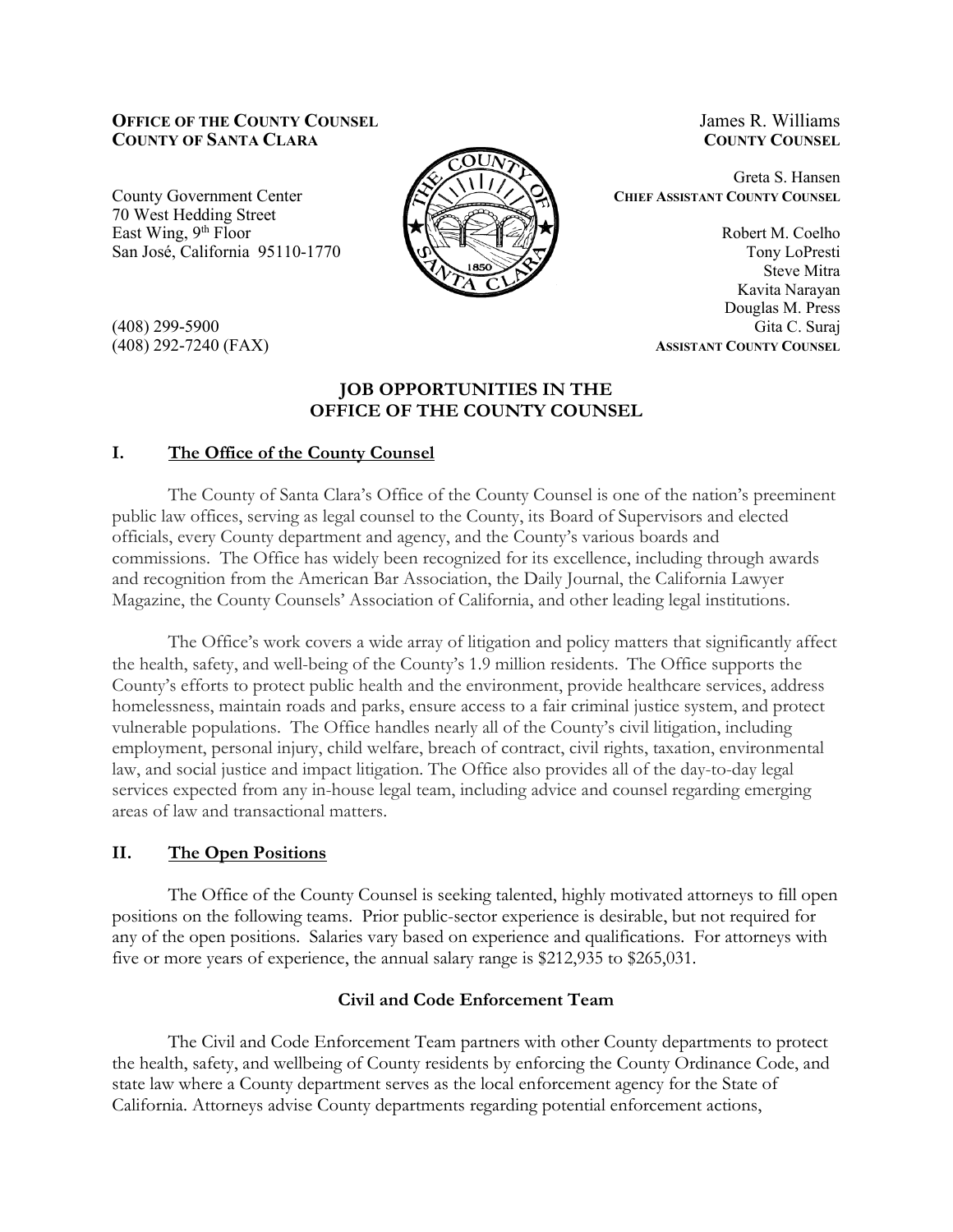**OFFICE OF THE COUNTY COUNSEL**
**COUNTY OF SANTA CLARA**

County Government Center
70 West Hedding Street
East Wing, 9th Floor
San José, California 95110-1770

(408) 299-5900
(408) 292-7240 (FAX)

James R. Williams
**COUNTY COUNSEL**

Greta S. Hansen
**CHIEF ASSISTANT COUNTY COUNSEL**

Robert M. Coelho
Tony LoPresti
Steve Mitra
Kavita Narayan
Douglas M. Press
Gita C. Suraj
**ASSISTANT COUNTY COUNSEL**

# JOB OPPORTUNITIES IN THE OFFICE OF THE COUNTY COUNSEL

## I. The Office of the County Counsel

The County of Santa Clara's Office of the County Counsel is one of the nation's preeminent public law offices, serving as legal counsel to the County, its Board of Supervisors and elected officials, every County department and agency, and the County's various boards and commissions. The Office has widely been recognized for its excellence, including through awards and recognition from the American Bar Association, the Daily Journal, the California Lawyer Magazine, the County Counsels' Association of California, and other leading legal institutions.

The Office's work covers a wide array of litigation and policy matters that significantly affect the health, safety, and well-being of the County's 1.9 million residents. The Office supports the County's efforts to protect public health and the environment, provide healthcare services, address homelessness, maintain roads and parks, ensure access to a fair criminal justice system, and protect vulnerable populations. The Office handles nearly all of the County's civil litigation, including employment, personal injury, child welfare, breach of contract, civil rights, taxation, environmental law, and social justice and impact litigation. The Office also provides all of the day-to-day legal services expected from any in-house legal team, including advice and counsel regarding emerging areas of law and transactional matters.

## II. The Open Positions

The Office of the County Counsel is seeking talented, highly motivated attorneys to fill open positions on the following teams. Prior public-sector experience is desirable, but not required for any of the open positions. Salaries vary based on experience and qualifications. For attorneys with five or more years of experience, the annual salary range is $212,935 to $265,031.

### Civil and Code Enforcement Team

The Civil and Code Enforcement Team partners with other County departments to protect the health, safety, and wellbeing of County residents by enforcing the County Ordinance Code, and state law where a County department serves as the local enforcement agency for the State of California. Attorneys advise County departments regarding potential enforcement actions,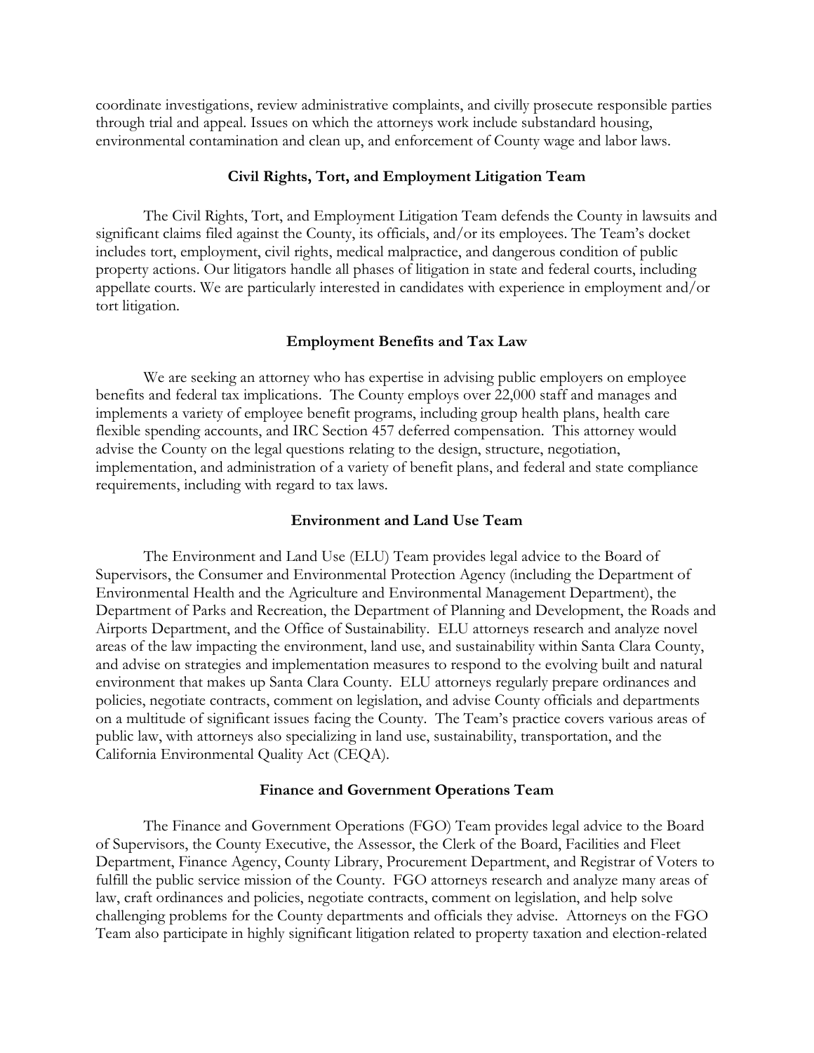coordinate investigations, review administrative complaints, and civilly prosecute responsible parties through trial and appeal. Issues on which the attorneys work include substandard housing, environmental contamination and clean up, and enforcement of County wage and labor laws.

### Civil Rights, Tort, and Employment Litigation Team

The Civil Rights, Tort, and Employment Litigation Team defends the County in lawsuits and significant claims filed against the County, its officials, and/or its employees. The Team's docket includes tort, employment, civil rights, medical malpractice, and dangerous condition of public property actions. Our litigators handle all phases of litigation in state and federal courts, including appellate courts. We are particularly interested in candidates with experience in employment and/or tort litigation.

### Employment Benefits and Tax Law

We are seeking an attorney who has expertise in advising public employers on employee benefits and federal tax implications. The County employs over 22,000 staff and manages and implements a variety of employee benefit programs, including group health plans, health care flexible spending accounts, and IRC Section 457 deferred compensation. This attorney would advise the County on the legal questions relating to the design, structure, negotiation, implementation, and administration of a variety of benefit plans, and federal and state compliance requirements, including with regard to tax laws.

### Environment and Land Use Team

The Environment and Land Use (ELU) Team provides legal advice to the Board of Supervisors, the Consumer and Environmental Protection Agency (including the Department of Environmental Health and the Agriculture and Environmental Management Department), the Department of Parks and Recreation, the Department of Planning and Development, the Roads and Airports Department, and the Office of Sustainability. ELU attorneys research and analyze novel areas of the law impacting the environment, land use, and sustainability within Santa Clara County, and advise on strategies and implementation measures to respond to the evolving built and natural environment that makes up Santa Clara County. ELU attorneys regularly prepare ordinances and policies, negotiate contracts, comment on legislation, and advise County officials and departments on a multitude of significant issues facing the County. The Team's practice covers various areas of public law, with attorneys also specializing in land use, sustainability, transportation, and the California Environmental Quality Act (CEQA).

### Finance and Government Operations Team

The Finance and Government Operations (FGO) Team provides legal advice to the Board of Supervisors, the County Executive, the Assessor, the Clerk of the Board, Facilities and Fleet Department, Finance Agency, County Library, Procurement Department, and Registrar of Voters to fulfill the public service mission of the County. FGO attorneys research and analyze many areas of law, craft ordinances and policies, negotiate contracts, comment on legislation, and help solve challenging problems for the County departments and officials they advise. Attorneys on the FGO Team also participate in highly significant litigation related to property taxation and election-related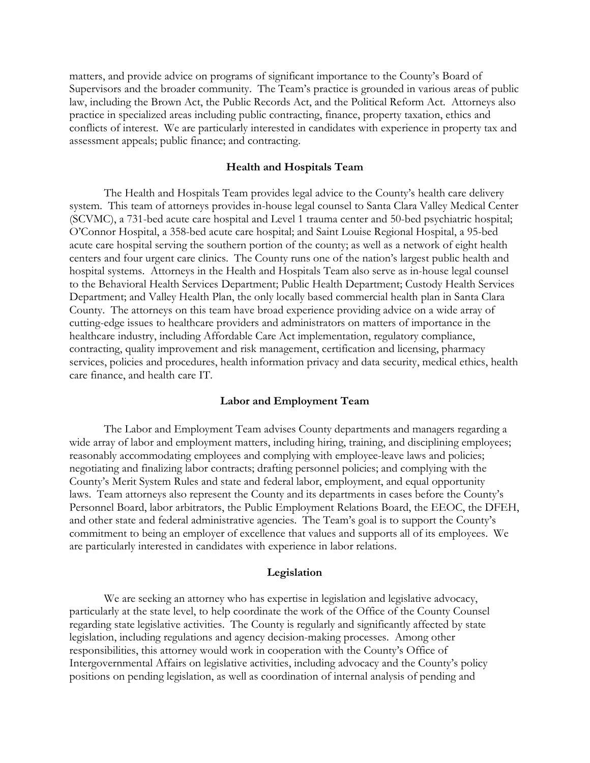matters, and provide advice on programs of significant importance to the County's Board of Supervisors and the broader community. The Team's practice is grounded in various areas of public law, including the Brown Act, the Public Records Act, and the Political Reform Act. Attorneys also practice in specialized areas including public contracting, finance, property taxation, ethics and conflicts of interest. We are particularly interested in candidates with experience in property tax and assessment appeals; public finance; and contracting.

### Health and Hospitals Team

The Health and Hospitals Team provides legal advice to the County's health care delivery system. This team of attorneys provides in-house legal counsel to Santa Clara Valley Medical Center (SCVMC), a 731-bed acute care hospital and Level 1 trauma center and 50-bed psychiatric hospital; O'Connor Hospital, a 358-bed acute care hospital; and Saint Louise Regional Hospital, a 95-bed acute care hospital serving the southern portion of the county; as well as a network of eight health centers and four urgent care clinics. The County runs one of the nation's largest public health and hospital systems. Attorneys in the Health and Hospitals Team also serve as in-house legal counsel to the Behavioral Health Services Department; Public Health Department; Custody Health Services Department; and Valley Health Plan, the only locally based commercial health plan in Santa Clara County. The attorneys on this team have broad experience providing advice on a wide array of cutting-edge issues to healthcare providers and administrators on matters of importance in the healthcare industry, including Affordable Care Act implementation, regulatory compliance, contracting, quality improvement and risk management, certification and licensing, pharmacy services, policies and procedures, health information privacy and data security, medical ethics, health care finance, and health care IT.

### Labor and Employment Team

The Labor and Employment Team advises County departments and managers regarding a wide array of labor and employment matters, including hiring, training, and disciplining employees; reasonably accommodating employees and complying with employee-leave laws and policies; negotiating and finalizing labor contracts; drafting personnel policies; and complying with the County's Merit System Rules and state and federal labor, employment, and equal opportunity laws. Team attorneys also represent the County and its departments in cases before the County's Personnel Board, labor arbitrators, the Public Employment Relations Board, the EEOC, the DFEH, and other state and federal administrative agencies. The Team's goal is to support the County's commitment to being an employer of excellence that values and supports all of its employees. We are particularly interested in candidates with experience in labor relations.

### Legislation

We are seeking an attorney who has expertise in legislation and legislative advocacy, particularly at the state level, to help coordinate the work of the Office of the County Counsel regarding state legislative activities. The County is regularly and significantly affected by state legislation, including regulations and agency decision-making processes. Among other responsibilities, this attorney would work in cooperation with the County's Office of Intergovernmental Affairs on legislative activities, including advocacy and the County's policy positions on pending legislation, as well as coordination of internal analysis of pending and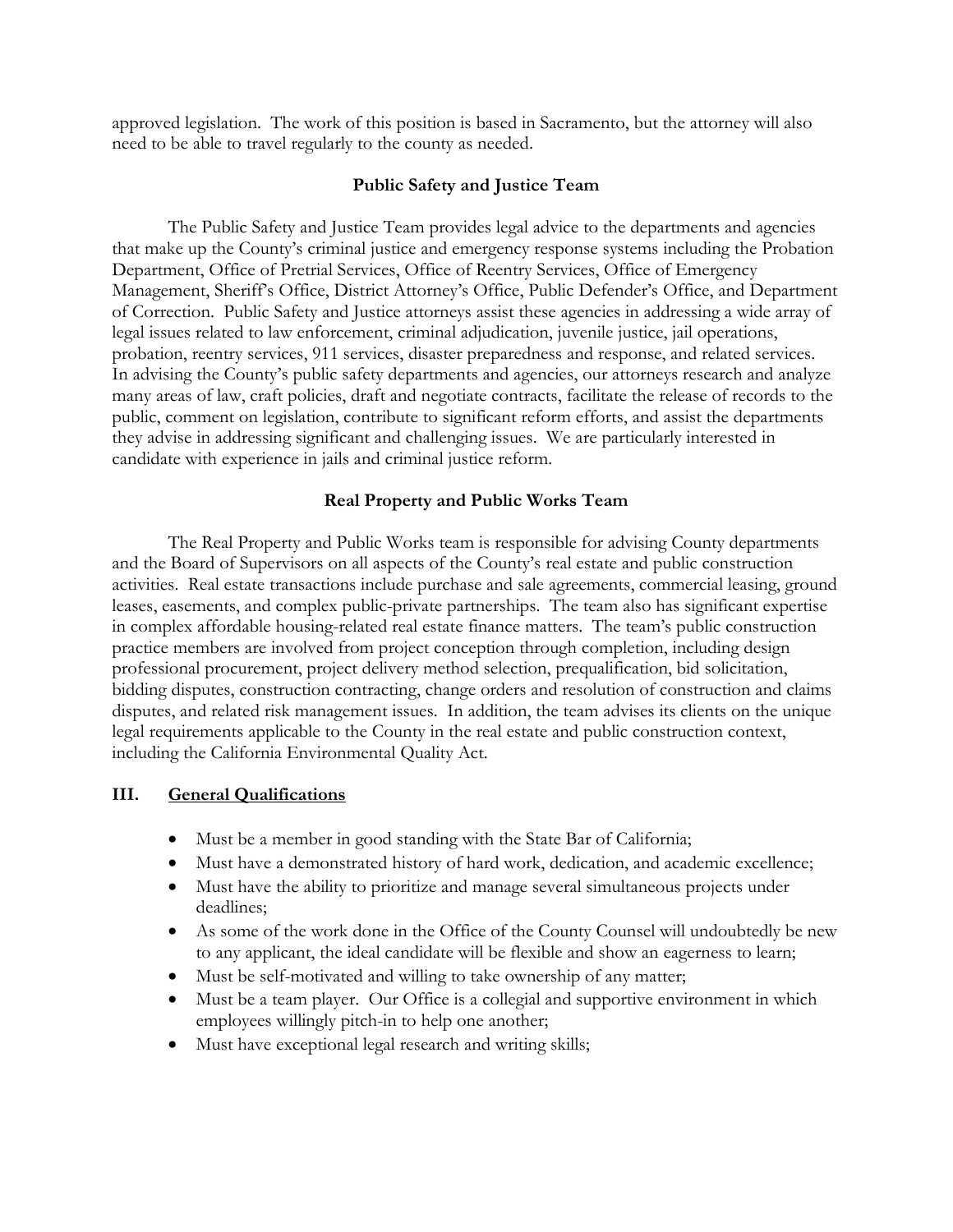approved legislation. The work of this position is based in Sacramento, but the attorney will also need to be able to travel regularly to the county as needed.

### Public Safety and Justice Team

The Public Safety and Justice Team provides legal advice to the departments and agencies that make up the County's criminal justice and emergency response systems including the Probation Department, Office of Pretrial Services, Office of Reentry Services, Office of Emergency Management, Sheriff's Office, District Attorney's Office, Public Defender's Office, and Department of Correction. Public Safety and Justice attorneys assist these agencies in addressing a wide array of legal issues related to law enforcement, criminal adjudication, juvenile justice, jail operations, probation, reentry services, 911 services, disaster preparedness and response, and related services. In advising the County's public safety departments and agencies, our attorneys research and analyze many areas of law, craft policies, draft and negotiate contracts, facilitate the release of records to the public, comment on legislation, contribute to significant reform efforts, and assist the departments they advise in addressing significant and challenging issues. We are particularly interested in candidate with experience in jails and criminal justice reform.

### Real Property and Public Works Team

The Real Property and Public Works team is responsible for advising County departments and the Board of Supervisors on all aspects of the County's real estate and public construction activities. Real estate transactions include purchase and sale agreements, commercial leasing, ground leases, easements, and complex public-private partnerships. The team also has significant expertise in complex affordable housing-related real estate finance matters. The team's public construction practice members are involved from project conception through completion, including design professional procurement, project delivery method selection, prequalification, bid solicitation, bidding disputes, construction contracting, change orders and resolution of construction and claims disputes, and related risk management issues. In addition, the team advises its clients on the unique legal requirements applicable to the County in the real estate and public construction context, including the California Environmental Quality Act.

## III. General Qualifications

- Must be a member in good standing with the State Bar of California;
- Must have a demonstrated history of hard work, dedication, and academic excellence;
- Must have the ability to prioritize and manage several simultaneous projects under deadlines;
- As some of the work done in the Office of the County Counsel will undoubtedly be new to any applicant, the ideal candidate will be flexible and show an eagerness to learn;
- Must be self-motivated and willing to take ownership of any matter;
- Must be a team player. Our Office is a collegial and supportive environment in which employees willingly pitch-in to help one another;
- Must have exceptional legal research and writing skills;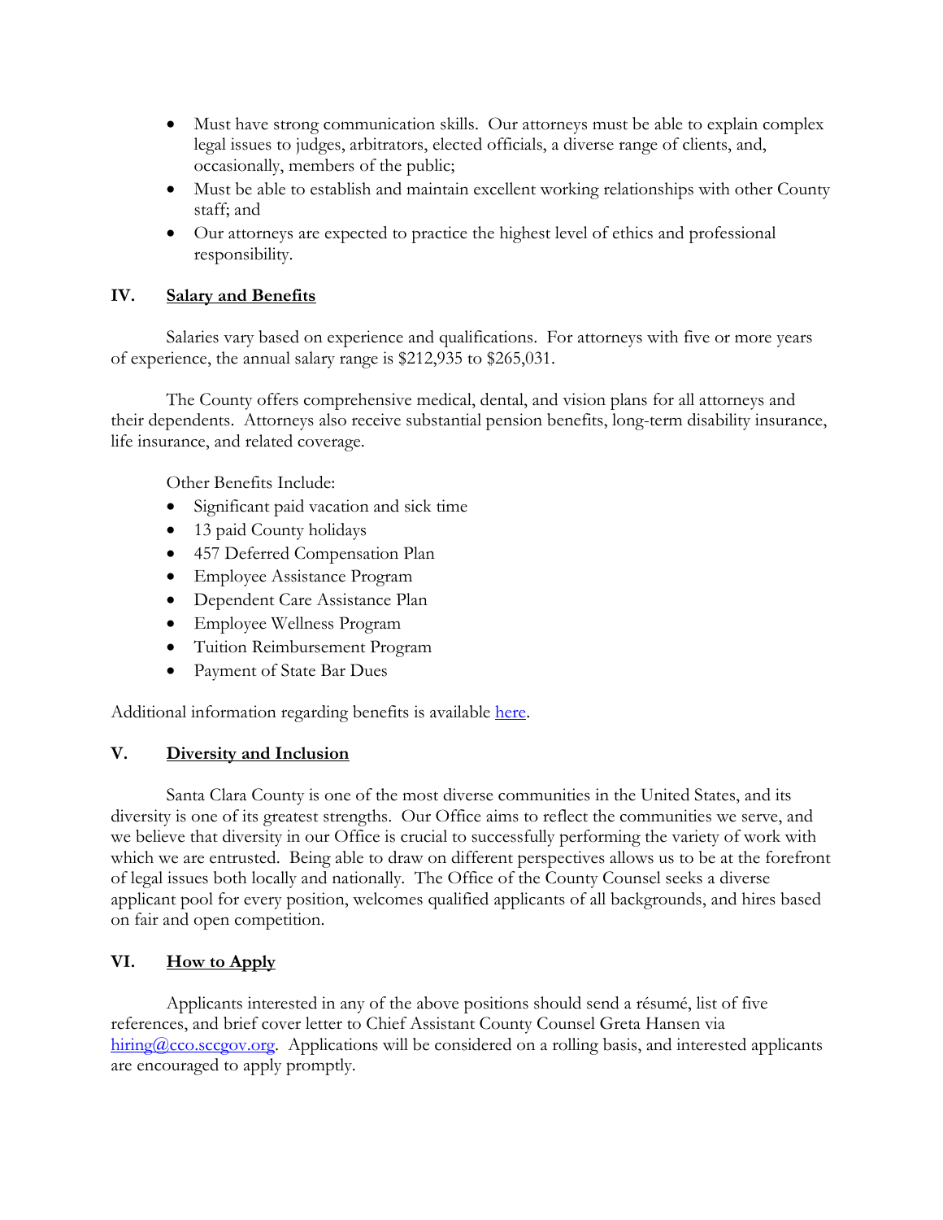- Must have strong communication skills. Our attorneys must be able to explain complex legal issues to judges, arbitrators, elected officials, a diverse range of clients, and, occasionally, members of the public;
- Must be able to establish and maintain excellent working relationships with other County staff; and
- Our attorneys are expected to practice the highest level of ethics and professional responsibility.

## IV. Salary and Benefits

Salaries vary based on experience and qualifications. For attorneys with five or more years of experience, the annual salary range is $212,935 to $265,031.

The County offers comprehensive medical, dental, and vision plans for all attorneys and their dependents. Attorneys also receive substantial pension benefits, long-term disability insurance, life insurance, and related coverage.

Other Benefits Include:

- Significant paid vacation and sick time
- 13 paid County holidays
- 457 Deferred Compensation Plan
- Employee Assistance Program
- Dependent Care Assistance Plan
- Employee Wellness Program
- Tuition Reimbursement Program
- Payment of State Bar Dues

Additional information regarding benefits is available here.

## V. Diversity and Inclusion

Santa Clara County is one of the most diverse communities in the United States, and its diversity is one of its greatest strengths. Our Office aims to reflect the communities we serve, and we believe that diversity in our Office is crucial to successfully performing the variety of work with which we are entrusted. Being able to draw on different perspectives allows us to be at the forefront of legal issues both locally and nationally. The Office of the County Counsel seeks a diverse applicant pool for every position, welcomes qualified applicants of all backgrounds, and hires based on fair and open competition.

## VI. How to Apply

Applicants interested in any of the above positions should send a résumé, list of five references, and brief cover letter to Chief Assistant County Counsel Greta Hansen via hiring@cco.sccgov.org. Applications will be considered on a rolling basis, and interested applicants are encouraged to apply promptly.